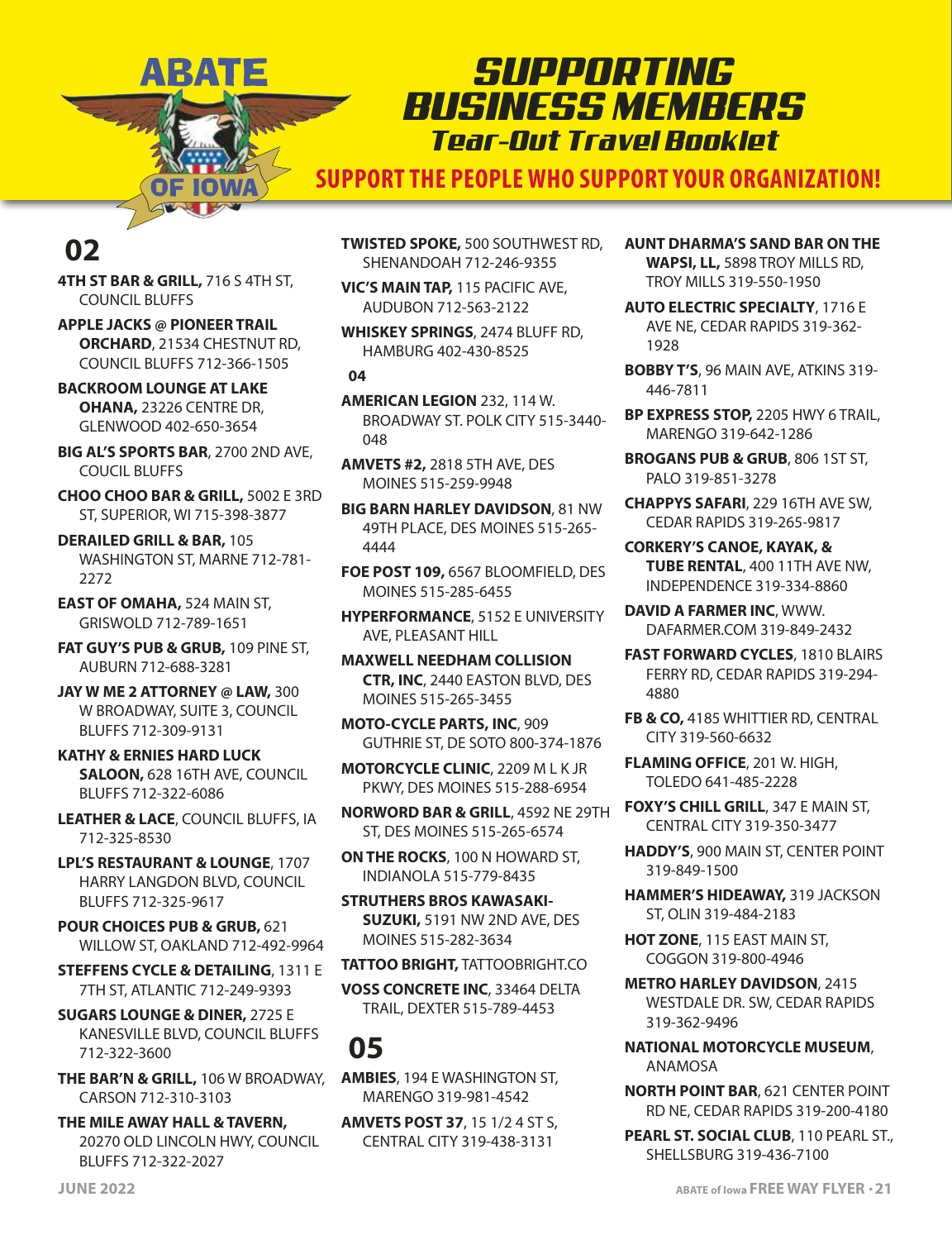ABATE OF IOWA

# SUPPORTING BUSINESS MEMBERS

## Tear-Out Travel Booklet

**SUPPORT THE PEOPLE WHO SUPPORT YOUR ORGANIZATION!**

## 02

**4TH ST BAR & GRILL,** 716 S 4TH ST, COUNCIL BLUFFS

**APPLE JACKS @ PIONEER TRAIL ORCHARD**, 21534 CHESTNUT RD, COUNCIL BLUFFS 712-366-1505

**BACKROOM LOUNGE AT LAKE OHANA,** 23226 CENTRE DR, GLENWOOD 402-650-3654

**BIG AL'S SPORTS BAR**, 2700 2ND AVE, COUCIL BLUFFS

**CHOO CHOO BAR & GRILL,** 5002 E 3RD ST, SUPERIOR, WI 715-398-3877

**DERAILED GRILL & BAR,** 105 WASHINGTON ST, MARNE 712-781-2272

**EAST OF OMAHA,** 524 MAIN ST, GRISWOLD 712-789-1651

**FAT GUY'S PUB & GRUB,** 109 PINE ST, AUBURN 712-688-3281

**JAY W ME 2 ATTORNEY @ LAW,** 300 W BROADWAY, SUITE 3, COUNCIL BLUFFS 712-309-9131

**KATHY & ERNIES HARD LUCK SALOON,** 628 16TH AVE, COUNCIL BLUFFS 712-322-6086

**LEATHER & LACE**, COUNCIL BLUFFS, IA 712-325-8530

**LPL'S RESTAURANT & LOUNGE**, 1707 HARRY LANGDON BLVD, COUNCIL BLUFFS 712-325-9617

**POUR CHOICES PUB & GRUB,** 621 WILLOW ST, OAKLAND 712-492-9964

**STEFFENS CYCLE & DETAILING**, 1311 E 7TH ST, ATLANTIC 712-249-9393

**SUGARS LOUNGE & DINER,** 2725 E KANESVILLE BLVD, COUNCIL BLUFFS 712-322-3600

**THE BAR'N & GRILL,** 106 W BROADWAY, CARSON 712-310-3103

**THE MILE AWAY HALL & TAVERN,** 20270 OLD LINCOLN HWY, COUNCIL BLUFFS 712-322-2027

**TWISTED SPOKE,** 500 SOUTHWEST RD, SHENANDOAH 712-246-9355

**VIC'S MAIN TAP,** 115 PACIFIC AVE, AUDUBON 712-563-2122

**WHISKEY SPRINGS**, 2474 BLUFF RD, HAMBURG 402-430-8525

## 04

**AMERICAN LEGION** 232, 114 W. BROADWAY ST. POLK CITY 515-3440-048

**AMVETS #2,** 2818 5TH AVE, DES MOINES 515-259-9948

**BIG BARN HARLEY DAVIDSON**, 81 NW 49TH PLACE, DES MOINES 515-265-4444

**FOE POST 109,** 6567 BLOOMFIELD, DES MOINES 515-285-6455

**HYPERFORMANCE**, 5152 E UNIVERSITY AVE, PLEASANT HILL

**MAXWELL NEEDHAM COLLISION CTR, INC**, 2440 EASTON BLVD, DES MOINES 515-265-3455

**MOTO-CYCLE PARTS, INC**, 909 GUTHRIE ST, DE SOTO 800-374-1876

**MOTORCYCLE CLINIC**, 2209 M L K JR PKWY, DES MOINES 515-288-6954

**NORWORD BAR & GRILL**, 4592 NE 29TH ST, DES MOINES 515-265-6574

**ON THE ROCKS**, 100 N HOWARD ST, INDIANOLA 515-779-8435

**STRUTHERS BROS KAWASAKI-SUZUKI,** 5191 NW 2ND AVE, DES MOINES 515-282-3634

**TATTOO BRIGHT,** TATTOOBRIGHT.CO

**VOSS CONCRETE INC**, 33464 DELTA TRAIL, DEXTER 515-789-4453

## 05

**AMBIES**, 194 E WASHINGTON ST, MARENGO 319-981-4542

**AMVETS POST 37**, 15 1/2 4 ST S, CENTRAL CITY 319-438-3131

**AUNT DHARMA'S SAND BAR ON THE WAPSI, LL,** 5898 TROY MILLS RD, TROY MILLS 319-550-1950

**AUTO ELECTRIC SPECIALTY**, 1716 E AVE NE, CEDAR RAPIDS 319-362-1928

**BOBBY T'S**, 96 MAIN AVE, ATKINS 319-446-7811

**BP EXPRESS STOP,** 2205 HWY 6 TRAIL, MARENGO 319-642-1286

**BROGANS PUB & GRUB**, 806 1ST ST, PALO 319-851-3278

**CHAPPYS SAFARI**, 229 16TH AVE SW, CEDAR RAPIDS 319-265-9817

**CORKERY'S CANOE, KAYAK, & TUBE RENTAL**, 400 11TH AVE NW, INDEPENDENCE 319-334-8860

**DAVID A FARMER INC**, WWW.DAFARMER.COM 319-849-2432

**FAST FORWARD CYCLES**, 1810 BLAIRS FERRY RD, CEDAR RAPIDS 319-294-4880

**FB & CO,** 4185 WHITTIER RD, CENTRAL CITY 319-560-6632

**FLAMING OFFICE**, 201 W. HIGH, TOLEDO 641-485-2228

**FOXY'S CHILL GRILL**, 347 E MAIN ST, CENTRAL CITY 319-350-3477

**HADDY'S**, 900 MAIN ST, CENTER POINT 319-849-1500

**HAMMER'S HIDEAWAY,** 319 JACKSON ST, OLIN 319-484-2183

**HOT ZONE**, 115 EAST MAIN ST, COGGON 319-800-4946

**METRO HARLEY DAVIDSON**, 2415 WESTDALE DR. SW, CEDAR RAPIDS 319-362-9496

**NATIONAL MOTORCYCLE MUSEUM**, ANAMOSA

**NORTH POINT BAR**, 621 CENTER POINT RD NE, CEDAR RAPIDS 319-200-4180

**PEARL ST. SOCIAL CLUB**, 110 PEARL ST., SHELLSBURG 319-436-7100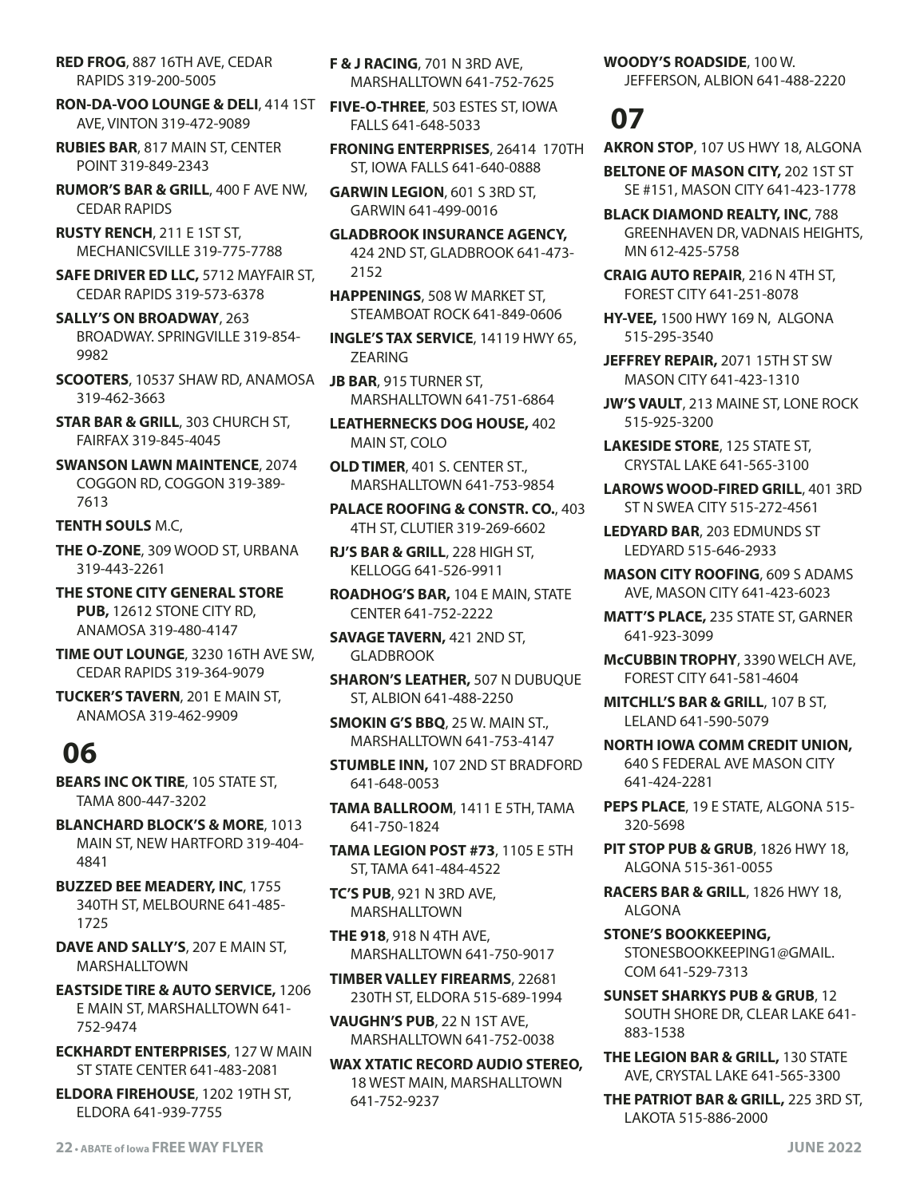**RED FROG**, 887 16TH AVE, CEDAR RAPIDS 319-200-5005

**RON-DA-VOO LOUNGE & DELI**, 414 1ST AVE, VINTON 319-472-9089

**RUBIES BAR**, 817 MAIN ST, CENTER POINT 319-849-2343

**RUMOR'S BAR & GRILL**, 400 F AVE NW, CEDAR RAPIDS

**RUSTY RENCH**, 211 E 1ST ST, MECHANICSVILLE 319-775-7788

**SAFE DRIVER ED LLC,** 5712 MAYFAIR ST, CEDAR RAPIDS 319-573-6378

**SALLY'S ON BROADWAY**, 263 BROADWAY. SPRINGVILLE 319-854-9982

**SCOOTERS**, 10537 SHAW RD, ANAMOSA 319-462-3663

**STAR BAR & GRILL**, 303 CHURCH ST, FAIRFAX 319-845-4045

**SWANSON LAWN MAINTENCE**, 2074 COGGON RD, COGGON 319-389-7613

**TENTH SOULS** M.C,

**THE O-ZONE**, 309 WOOD ST, URBANA 319-443-2261

**THE STONE CITY GENERAL STORE PUB,** 12612 STONE CITY RD, ANAMOSA 319-480-4147

**TIME OUT LOUNGE**, 3230 16TH AVE SW, CEDAR RAPIDS 319-364-9079

**TUCKER'S TAVERN**, 201 E MAIN ST, ANAMOSA 319-462-9909

# 06

**BEARS INC OK TIRE**, 105 STATE ST, TAMA 800-447-3202

**BLANCHARD BLOCK'S & MORE**, 1013 MAIN ST, NEW HARTFORD 319-404-4841

**BUZZED BEE MEADERY, INC**, 1755 340TH ST, MELBOURNE 641-485-1725

**DAVE AND SALLY'S**, 207 E MAIN ST, MARSHALLTOWN

**EASTSIDE TIRE & AUTO SERVICE,** 1206 E MAIN ST, MARSHALLTOWN 641-752-9474

**ECKHARDT ENTERPRISES**, 127 W MAIN ST STATE CENTER 641-483-2081

**ELDORA FIREHOUSE**, 1202 19TH ST, ELDORA 641-939-7755

**F & J RACING**, 701 N 3RD AVE, MARSHALLTOWN 641-752-7625

**FIVE-O-THREE**, 503 ESTES ST, IOWA FALLS 641-648-5033

**FRONING ENTERPRISES**, 26414 170TH ST, IOWA FALLS 641-640-0888

**GARWIN LEGION**, 601 S 3RD ST, GARWIN 641-499-0016

**GLADBROOK INSURANCE AGENCY,** 424 2ND ST, GLADBROOK 641-473-2152

**HAPPENINGS**, 508 W MARKET ST, STEAMBOAT ROCK 641-849-0606

**INGLE'S TAX SERVICE**, 14119 HWY 65, ZEARING

**JB BAR**, 915 TURNER ST, MARSHALLTOWN 641-751-6864

**LEATHERNECKS DOG HOUSE,** 402 MAIN ST, COLO

**OLD TIMER**, 401 S. CENTER ST., MARSHALLTOWN 641-753-9854

**PALACE ROOFING & CONSTR. CO.**, 403 4TH ST, CLUTIER 319-269-6602

**RJ'S BAR & GRILL**, 228 HIGH ST, KELLOGG 641-526-9911

**ROADHOG'S BAR,** 104 E MAIN, STATE CENTER 641-752-2222

**SAVAGE TAVERN,** 421 2ND ST, GLADBROOK

**SHARON'S LEATHER,** 507 N DUBUQUE ST, ALBION 641-488-2250

**SMOKIN G'S BBQ**, 25 W. MAIN ST., MARSHALLTOWN 641-753-4147

**STUMBLE INN,** 107 2ND ST BRADFORD 641-648-0053

**TAMA BALLROOM**, 1411 E 5TH, TAMA 641-750-1824

**TAMA LEGION POST #73**, 1105 E 5TH ST, TAMA 641-484-4522

**TC'S PUB**, 921 N 3RD AVE, MARSHALLTOWN

**THE 918**, 918 N 4TH AVE, MARSHALLTOWN 641-750-9017

**TIMBER VALLEY FIREARMS**, 22681 230TH ST, ELDORA 515-689-1994

**VAUGHN'S PUB**, 22 N 1ST AVE, MARSHALLTOWN 641-752-0038

**WAX XTATIC RECORD AUDIO STEREO,** 18 WEST MAIN, MARSHALLTOWN 641-752-9237

**WOODY'S ROADSIDE,** 100 W. JEFFERSON, ALBION 641-488-2220

# 07

**AKRON STOP**, 107 US HWY 18, ALGONA

**BELTONE OF MASON CITY,** 202 1ST ST SE #151, MASON CITY 641-423-1778

**BLACK DIAMOND REALTY, INC**, 788 GREENHAVEN DR, VADNAIS HEIGHTS, MN 612-425-5758

**CRAIG AUTO REPAIR**, 216 N 4TH ST, FOREST CITY 641-251-8078

**HY-VEE,** 1500 HWY 169 N, ALGONA 515-295-3540

**JEFFREY REPAIR,** 2071 15TH ST SW MASON CITY 641-423-1310

**JW'S VAULT**, 213 MAINE ST, LONE ROCK 515-925-3200

**LAKESIDE STORE**, 125 STATE ST, CRYSTAL LAKE 641-565-3100

**LAROWS WOOD-FIRED GRILL**, 401 3RD ST N SWEA CITY 515-272-4561

**LEDYARD BAR**, 203 EDMUNDS ST LEDYARD 515-646-2933

**MASON CITY ROOFING**, 609 S ADAMS AVE, MASON CITY 641-423-6023

**MATT'S PLACE,** 235 STATE ST, GARNER 641-923-3099

**McCUBBIN TROPHY**, 3390 WELCH AVE, FOREST CITY 641-581-4604

**MITCHLL'S BAR & GRILL**, 107 B ST, LELAND 641-590-5079

**NORTH IOWA COMM CREDIT UNION,** 640 S FEDERAL AVE MASON CITY 641-424-2281

**PEPS PLACE**, 19 E STATE, ALGONA 515-320-5698

**PIT STOP PUB & GRUB**, 1826 HWY 18, ALGONA 515-361-0055

**RACERS BAR & GRILL**, 1826 HWY 18, ALGONA

**STONE'S BOOKKEEPING,** STONESBOOKKEEPING1@GMAIL.COM 641-529-7313

**SUNSET SHARKYS PUB & GRUB**, 12 SOUTH SHORE DR, CLEAR LAKE 641-883-1538

**THE LEGION BAR & GRILL,** 130 STATE AVE, CRYSTAL LAKE 641-565-3300

**THE PATRIOT BAR & GRILL,** 225 3RD ST, LAKOTA 515-886-2000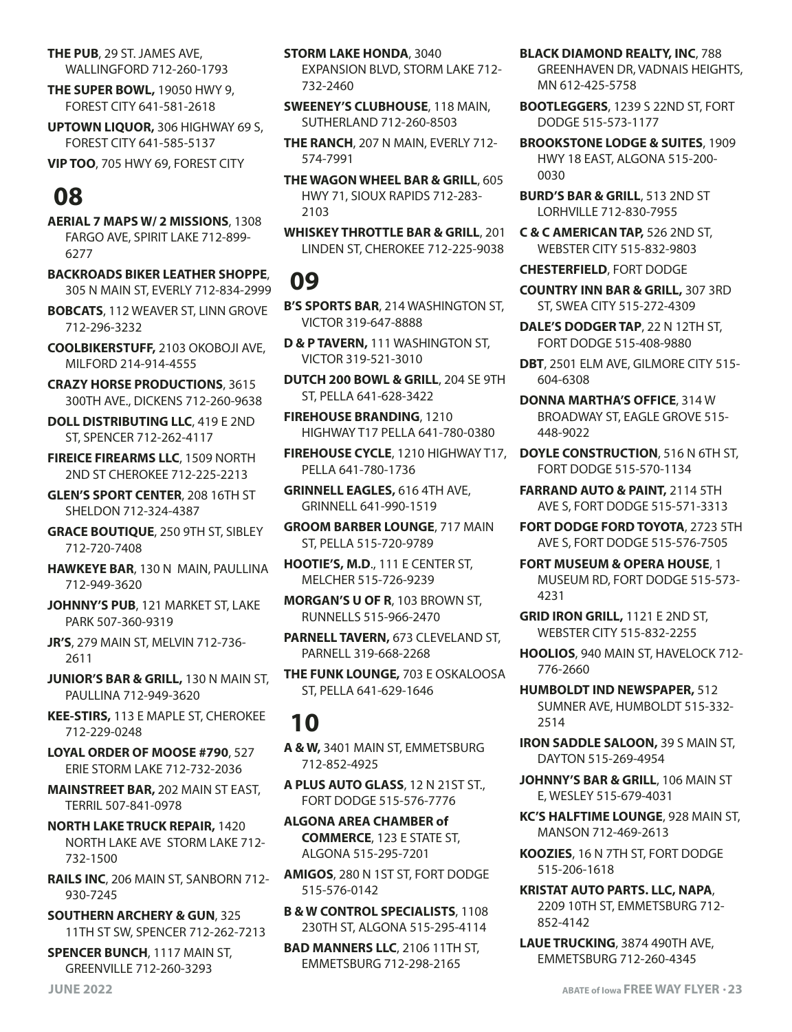**THE PUB**, 29 ST. JAMES AVE, WALLINGFORD 712-260-1793

**THE SUPER BOWL,** 19050 HWY 9, FOREST CITY 641-581-2618

**UPTOWN LIQUOR,** 306 HIGHWAY 69 S, FOREST CITY 641-585-5137

**VIP TOO**, 705 HWY 69, FOREST CITY

## 08

**AERIAL 7 MAPS W/ 2 MISSIONS**, 1308 FARGO AVE, SPIRIT LAKE 712-899-6277

**BACKROADS BIKER LEATHER SHOPPE**, 305 N MAIN ST, EVERLY 712-834-2999

**BOBCATS**, 112 WEAVER ST, LINN GROVE 712-296-3232

**COOLBIKERSTUFF,** 2103 OKOBOJI AVE, MILFORD 214-914-4555

**CRAZY HORSE PRODUCTIONS**, 3615 300TH AVE., DICKENS 712-260-9638

**DOLL DISTRIBUTING LLC**, 419 E 2ND ST, SPENCER 712-262-4117

**FIREICE FIREARMS LLC**, 1509 NORTH 2ND ST CHEROKEE 712-225-2213

**GLEN'S SPORT CENTER**, 208 16TH ST SHELDON 712-324-4387

**GRACE BOUTIQUE**, 250 9TH ST, SIBLEY 712-720-7408

**HAWKEYE BAR**, 130 N MAIN, PAULLINA 712-949-3620

**JOHNNY'S PUB**, 121 MARKET ST, LAKE PARK 507-360-9319

**JR'S**, 279 MAIN ST, MELVIN 712-736-2611

**JUNIOR'S BAR & GRILL,** 130 N MAIN ST, PAULLINA 712-949-3620

**KEE-STIRS,** 113 E MAPLE ST, CHEROKEE 712-229-0248

**LOYAL ORDER OF MOOSE #790**, 527 ERIE STORM LAKE 712-732-2036

**MAINSTREET BAR,** 202 MAIN ST EAST, TERRIL 507-841-0978

**NORTH LAKE TRUCK REPAIR,** 1420 NORTH LAKE AVE STORM LAKE 712-732-1500

**RAILS INC**, 206 MAIN ST, SANBORN 712-930-7245

**SOUTHERN ARCHERY & GUN**, 325 11TH ST SW, SPENCER 712-262-7213

**SPENCER BUNCH**, 1117 MAIN ST, GREENVILLE 712-260-3293

**STORM LAKE HONDA**, 3040 EXPANSION BLVD, STORM LAKE 712-732-2460

**SWEENEY'S CLUBHOUSE**, 118 MAIN, SUTHERLAND 712-260-8503

**THE RANCH**, 207 N MAIN, EVERLY 712-574-7991

**THE WAGON WHEEL BAR & GRILL**, 605 HWY 71, SIOUX RAPIDS 712-283-2103

**WHISKEY THROTTLE BAR & GRILL**, 201 LINDEN ST, CHEROKEE 712-225-9038

## 09

**B'S SPORTS BAR**, 214 WASHINGTON ST, VICTOR 319-647-8888

**D & P TAVERN,** 111 WASHINGTON ST, VICTOR 319-521-3010

**DUTCH 200 BOWL & GRILL**, 204 SE 9TH ST, PELLA 641-628-3422

**FIREHOUSE BRANDING**, 1210 HIGHWAY T17 PELLA 641-780-0380

**FIREHOUSE CYCLE**, 1210 HIGHWAY T17, PELLA 641-780-1736

**GRINNELL EAGLES,** 616 4TH AVE, GRINNELL 641-990-1519

**GROOM BARBER LOUNGE**, 717 MAIN ST, PELLA 515-720-9789

**HOOTIE'S, M.D**., 111 E CENTER ST, MELCHER 515-726-9239

**MORGAN'S U OF R**, 103 BROWN ST, RUNNELLS 515-966-2470

**PARNELL TAVERN,** 673 CLEVELAND ST, PARNELL 319-668-2268

**THE FUNK LOUNGE,** 703 E OSKALOOSA ST, PELLA 641-629-1646

## 10

**A & W,** 3401 MAIN ST, EMMETSBURG 712-852-4925

**A PLUS AUTO GLASS**, 12 N 21ST ST., FORT DODGE 515-576-7776

**ALGONA AREA CHAMBER of COMMERCE**, 123 E STATE ST, ALGONA 515-295-7201

**AMIGOS**, 280 N 1ST ST, FORT DODGE 515-576-0142

**B & W CONTROL SPECIALISTS**, 1108 230TH ST, ALGONA 515-295-4114

**BAD MANNERS LLC**, 2106 11TH ST, EMMETSBURG 712-298-2165

**BLACK DIAMOND REALTY, INC**, 788 GREENHAVEN DR, VADNAIS HEIGHTS, MN 612-425-5758

**BOOTLEGGERS**, 1239 S 22ND ST, FORT DODGE 515-573-1177

**BROOKSTONE LODGE & SUITES**, 1909 HWY 18 EAST, ALGONA 515-200-0030

**BURD'S BAR & GRILL**, 513 2ND ST LORHVILLE 712-830-7955

**C & C AMERICAN TAP,** 526 2ND ST, WEBSTER CITY 515-832-9803

**CHESTERFIELD**, FORT DODGE

**COUNTRY INN BAR & GRILL,** 307 3RD ST, SWEA CITY 515-272-4309

**DALE'S DODGER TAP**, 22 N 12TH ST, FORT DODGE 515-408-9880

**DBT**, 2501 ELM AVE, GILMORE CITY 515-604-6308

**DONNA MARTHA'S OFFICE**, 314 W BROADWAY ST, EAGLE GROVE 515-448-9022

**DOYLE CONSTRUCTION**, 516 N 6TH ST, FORT DODGE 515-570-1134

**FARRAND AUTO & PAINT,** 2114 5TH AVE S, FORT DODGE 515-571-3313

**FORT DODGE FORD TOYOTA**, 2723 5TH AVE S, FORT DODGE 515-576-7505

**FORT MUSEUM & OPERA HOUSE**, 1 MUSEUM RD, FORT DODGE 515-573-4231

**GRID IRON GRILL,** 1121 E 2ND ST, WEBSTER CITY 515-832-2255

**HOOLIOS**, 940 MAIN ST, HAVELOCK 712-776-2660

**HUMBOLDT IND NEWSPAPER,** 512 SUMNER AVE, HUMBOLDT 515-332-2514

**IRON SADDLE SALOON,** 39 S MAIN ST, DAYTON 515-269-4954

**JOHNNY'S BAR & GRILL**, 106 MAIN ST E, WESLEY 515-679-4031

**KC'S HALFTIME LOUNGE**, 928 MAIN ST, MANSON 712-469-2613

**KOOZIES**, 16 N 7TH ST, FORT DODGE 515-206-1618

**KRISTAT AUTO PARTS. LLC, NAPA**, 2209 10TH ST, EMMETSBURG 712-852-4142

**LAUE TRUCKING**, 3874 490TH AVE, EMMETSBURG 712-260-4345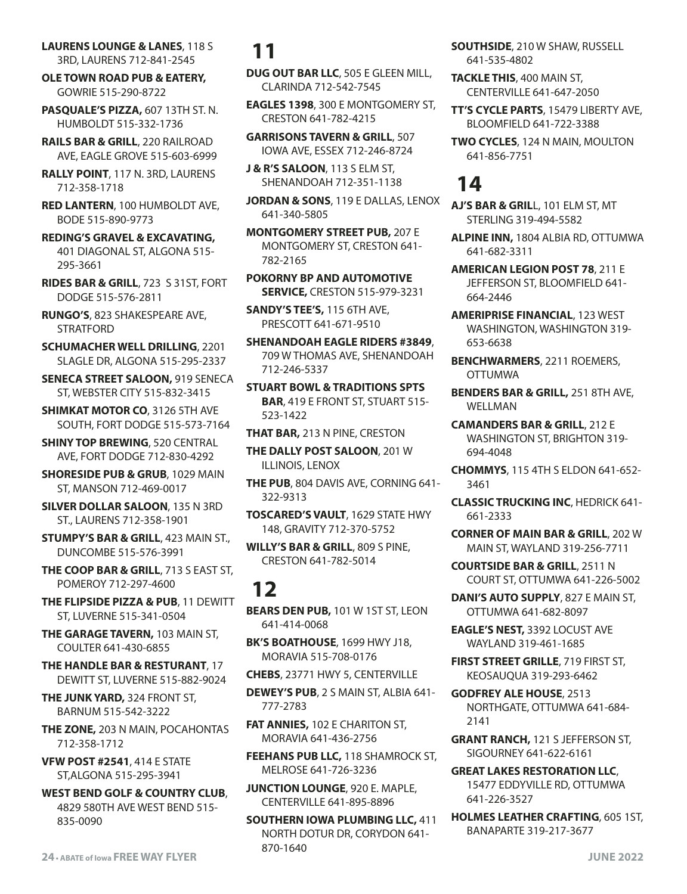**LAURENS LOUNGE & LANES**, 118 S 3RD, LAURENS 712-841-2545

**OLE TOWN ROAD PUB & EATERY,** GOWRIE 515-290-8722

**PASQUALE'S PIZZA,** 607 13TH ST. N. HUMBOLDT 515-332-1736

**RAILS BAR & GRILL**, 220 RAILROAD AVE, EAGLE GROVE 515-603-6999

**RALLY POINT**, 117 N. 3RD, LAURENS 712-358-1718

**RED LANTERN**, 100 HUMBOLDT AVE, BODE 515-890-9773

**REDING'S GRAVEL & EXCAVATING,** 401 DIAGONAL ST, ALGONA 515-295-3661

**RIDES BAR & GRILL**, 723 S 31ST, FORT DODGE 515-576-2811

**RUNGO'S**, 823 SHAKESPEARE AVE, STRATFORD

**SCHUMACHER WELL DRILLING**, 2201 SLAGLE DR, ALGONA 515-295-2337

**SENECA STREET SALOON,** 919 SENECA ST, WEBSTER CITY 515-832-3415

**SHIMKAT MOTOR CO**, 3126 5TH AVE SOUTH, FORT DODGE 515-573-7164

**SHINY TOP BREWING**, 520 CENTRAL AVE, FORT DODGE 712-830-4292

**SHORESIDE PUB & GRUB**, 1029 MAIN ST, MANSON 712-469-0017

**SILVER DOLLAR SALOON**, 135 N 3RD ST., LAURENS 712-358-1901

**STUMPY'S BAR & GRILL**, 423 MAIN ST., DUNCOMBE 515-576-3991

**THE COOP BAR & GRILL**, 713 S EAST ST, POMEROY 712-297-4600

**THE FLIPSIDE PIZZA & PUB**, 11 DEWITT ST, LUVERNE 515-341-0504

**THE GARAGE TAVERN,** 103 MAIN ST, COULTER 641-430-6855

**THE HANDLE BAR & RESTURANT**, 17 DEWITT ST, LUVERNE 515-882-9024

**THE JUNK YARD,** 324 FRONT ST, BARNUM 515-542-3222

**THE ZONE,** 203 N MAIN, POCAHONTAS 712-358-1712

**VFW POST #2541**, 414 E STATE ST,ALGONA 515-295-3941

**WEST BEND GOLF & COUNTRY CLUB**, 4829 580TH AVE WEST BEND 515-835-0090

## 11

**DUG OUT BAR LLC**, 505 E GLEEN MILL, CLARINDA 712-542-7545

**EAGLES 1398**, 300 E MONTGOMERY ST, CRESTON 641-782-4215

**GARRISONS TAVERN & GRILL**, 507 IOWA AVE, ESSEX 712-246-8724

**J & R'S SALOON**, 113 S ELM ST, SHENANDOAH 712-351-1138

**JORDAN & SONS**, 119 E DALLAS, LENOX 641-340-5805

**MONTGOMERY STREET PUB,** 207 E MONTGOMERY ST, CRESTON 641-782-2165

**POKORNY BP AND AUTOMOTIVE SERVICE,** CRESTON 515-979-3231

**SANDY'S TEE'S,** 115 6TH AVE, PRESCOTT 641-671-9510

**SHENANDOAH EAGLE RIDERS #3849**, 709 W THOMAS AVE, SHENANDOAH 712-246-5337

**STUART BOWL & TRADITIONS SPTS BAR**, 419 E FRONT ST, STUART 515-523-1422

**THAT BAR,** 213 N PINE, CRESTON

**THE DALLY POST SALOON**, 201 W ILLINOIS, LENOX

**THE PUB**, 804 DAVIS AVE, CORNING 641-322-9313

**TOSCARED'S VAULT**, 1629 STATE HWY 148, GRAVITY 712-370-5752

**WILLY'S BAR & GRILL**, 809 S PINE, CRESTON 641-782-5014

## 12

**BEARS DEN PUB,** 101 W 1ST ST, LEON 641-414-0068

**BK'S BOATHOUSE**, 1699 HWY J18, MORAVIA 515-708-0176

**CHEBS**, 23771 HWY 5, CENTERVILLE

**DEWEY'S PUB**, 2 S MAIN ST, ALBIA 641-777-2783

**FAT ANNIES,** 102 E CHARITON ST, MORAVIA 641-436-2756

**FEEHANS PUB LLC,** 118 SHAMROCK ST, MELROSE 641-726-3236

**JUNCTION LOUNGE**, 920 E. MAPLE, CENTERVILLE 641-895-8896

**SOUTHERN IOWA PLUMBING LLC,** 411 NORTH DOTUR DR, CORYDON 641-870-1640

**SOUTHSIDE**, 210 W SHAW, RUSSELL 641-535-4802

**TACKLE THIS**, 400 MAIN ST, CENTERVILLE 641-647-2050

**TT'S CYCLE PARTS**, 15479 LIBERTY AVE, BLOOMFIELD 641-722-3388

**TWO CYCLES**, 124 N MAIN, MOULTON 641-856-7751

## 14

**AJ'S BAR & GRIL**L, 101 ELM ST, MT STERLING 319-494-5582

**ALPINE INN,** 1804 ALBIA RD, OTTUMWA 641-682-3311

**AMERICAN LEGION POST 78**, 211 E JEFFERSON ST, BLOOMFIELD 641-664-2446

**AMERIPRISE FINANCIAL**, 123 WEST WASHINGTON, WASHINGTON 319-653-6638

**BENCHWARMERS**, 2211 ROEMERS, OTTUMWA

**BENDERS BAR & GRILL,** 251 8TH AVE, WELLMAN

**CAMANDERS BAR & GRILL**, 212 E WASHINGTON ST, BRIGHTON 319-694-4048

**CHOMMYS**, 115 4TH S ELDON 641-652-3461

**CLASSIC TRUCKING INC**, HEDRICK 641-661-2333

**CORNER OF MAIN BAR & GRILL**, 202 W MAIN ST, WAYLAND 319-256-7711

**COURTSIDE BAR & GRILL**, 2511 N COURT ST, OTTUMWA 641-226-5002

**DANI'S AUTO SUPPLY**, 827 E MAIN ST, OTTUMWA 641-682-8097

**EAGLE'S NEST,** 3392 LOCUST AVE WAYLAND 319-461-1685

**FIRST STREET GRILLE**, 719 FIRST ST, KEOSAUQUA 319-293-6462

**GODFREY ALE HOUSE**, 2513 NORTHGATE, OTTUMWA 641-684-2141

**GRANT RANCH,** 121 S JEFFERSON ST, SIGOURNEY 641-622-6161

**GREAT LAKES RESTORATION LLC**, 15477 EDDYVILLE RD, OTTUMWA 641-226-3527

**HOLMES LEATHER CRAFTING**, 605 1ST, BANAPARTE 319-217-3677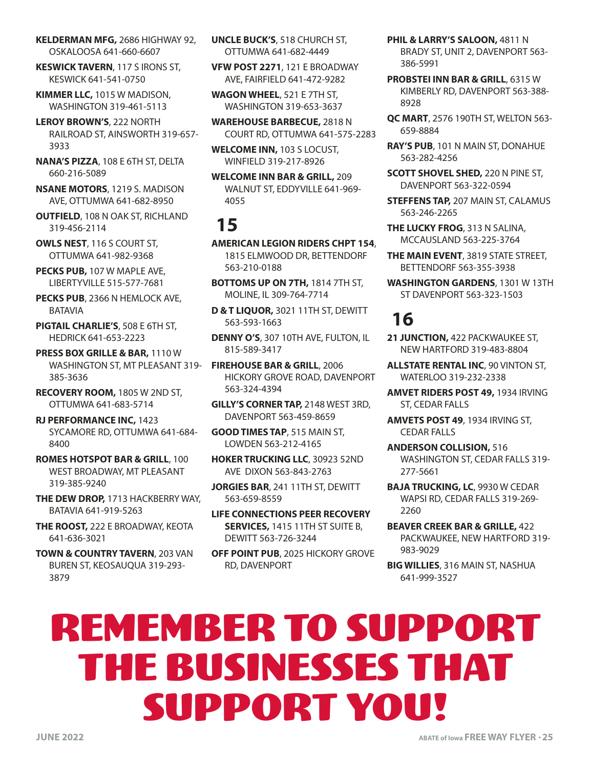**KELDERMAN MFG,** 2686 HIGHWAY 92, OSKALOOSA 641-660-6607

**KESWICK TAVERN**, 117 S IRONS ST, KESWICK 641-541-0750

**KIMMER LLC,** 1015 W MADISON, WASHINGTON 319-461-5113

**LEROY BROWN'S**, 222 NORTH RAILROAD ST, AINSWORTH 319-657-3933

**NANA'S PIZZA**, 108 E 6TH ST, DELTA 660-216-5089

**NSANE MOTORS**, 1219 S. MADISON AVE, OTTUMWA 641-682-8950

**OUTFIELD**, 108 N OAK ST, RICHLAND 319-456-2114

**OWLS NEST**, 116 S COURT ST, OTTUMWA 641-982-9368

**PECKS PUB,** 107 W MAPLE AVE, LIBERTYVILLE 515-577-7681

**PECKS PUB**, 2366 N HEMLOCK AVE, BATAVIA

**PIGTAIL CHARLIE'S**, 508 E 6TH ST, HEDRICK 641-653-2223

**PRESS BOX GRILLE & BAR,** 1110 W WASHINGTON ST, MT PLEASANT 319-385-3636

**RECOVERY ROOM,** 1805 W 2ND ST, OTTUMWA 641-683-5714

**RJ PERFORMANCE INC,** 1423 SYCAMORE RD, OTTUMWA 641-684-8400

**ROMES HOTSPOT BAR & GRILL**, 100 WEST BROADWAY, MT PLEASANT 319-385-9240

**THE DEW DROP,** 1713 HACKBERRY WAY, BATAVIA 641-919-5263

**THE ROOST,** 222 E BROADWAY, KEOTA 641-636-3021

**TOWN & COUNTRY TAVERN**, 203 VAN BUREN ST, KEOSAUQUA 319-293-3879

**UNCLE BUCK'S**, 518 CHURCH ST, OTTUMWA 641-682-4449

**VFW POST 2271**, 121 E BROADWAY AVE, FAIRFIELD 641-472-9282

**WAGON WHEEL**, 521 E 7TH ST, WASHINGTON 319-653-3637

**WAREHOUSE BARBECUE,** 2818 N COURT RD, OTTUMWA 641-575-2283

**WELCOME INN,** 103 S LOCUST, WINFIELD 319-217-8926

**WELCOME INN BAR & GRILL,** 209 WALNUT ST, EDDYVILLE 641-969-4055

## 15

**AMERICAN LEGION RIDERS CHPT 154**, 1815 ELMWOOD DR, BETTENDORF 563-210-0188

**BOTTOMS UP ON 7TH,** 1814 7TH ST, MOLINE, IL 309-764-7714

**D & T LIQUOR,** 3021 11TH ST, DEWITT 563-593-1663

**DENNY O'S**, 307 10TH AVE, FULTON, IL 815-589-3417

**FIREHOUSE BAR & GRILL**, 2006 HICKORY GROVE ROAD, DAVENPORT 563-324-4394

**GILLY'S CORNER TAP,** 2148 WEST 3RD, DAVENPORT 563-459-8659

**GOOD TIMES TAP**, 515 MAIN ST, LOWDEN 563-212-4165

**HOKER TRUCKING LLC**, 30923 52ND AVE DIXON 563-843-2763

**JORGIES BAR**, 241 11TH ST, DEWITT 563-659-8559

**LIFE CONNECTIONS PEER RECOVERY SERVICES,** 1415 11TH ST SUITE B, DEWITT 563-726-3244

**OFF POINT PUB**, 2025 HICKORY GROVE RD, DAVENPORT

**PHIL & LARRY'S SALOON,** 4811 N BRADY ST, UNIT 2, DAVENPORT 563-386-5991

**PROBSTEI INN BAR & GRILL**, 6315 W KIMBERLY RD, DAVENPORT 563-388-8928

**QC MART**, 2576 190TH ST, WELTON 563-659-8884

**RAY'S PUB**, 101 N MAIN ST, DONAHUE 563-282-4256

**SCOTT SHOVEL SHED,** 220 N PINE ST, DAVENPORT 563-322-0594

**STEFFENS TAP,** 207 MAIN ST, CALAMUS 563-246-2265

**THE LUCKY FROG**, 313 N SALINA, MCCAUSLAND 563-225-3764

**THE MAIN EVENT**, 3819 STATE STREET, BETTENDORF 563-355-3938

**WASHINGTON GARDENS**, 1301 W 13TH ST DAVENPORT 563-323-1503

## 16

**21 JUNCTION,** 422 PACKWAUKEE ST, NEW HARTFORD 319-483-8804

**ALLSTATE RENTAL INC**, 90 VINTON ST, WATERLOO 319-232-2338

**AMVET RIDERS POST 49,** 1934 IRVING ST, CEDAR FALLS

**AMVETS POST 49**, 1934 IRVING ST, CEDAR FALLS

**ANDERSON COLLISION,** 516 WASHINGTON ST, CEDAR FALLS 319-277-5661

**BAJA TRUCKING, LC**, 9930 W CEDAR WAPSI RD, CEDAR FALLS 319-269-2260

**BEAVER CREEK BAR & GRILLE,** 422 PACKWAUKEE, NEW HARTFORD 319-983-9029

**BIG WILLIES**, 316 MAIN ST, NASHUA 641-999-3527

# REMEMBER TO SUPPORT THE BUSINESSES THAT SUPPORT YOU!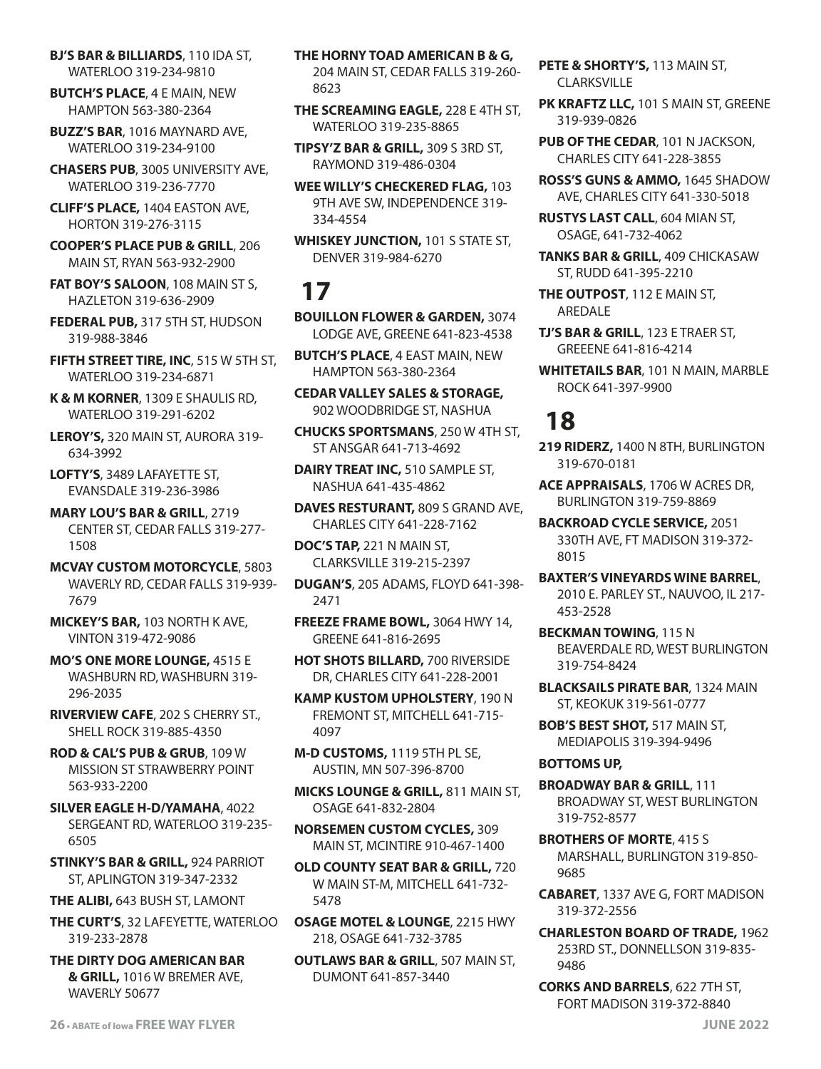**BJ'S BAR & BILLIARDS**, 110 IDA ST, WATERLOO 319-234-9810

**BUTCH'S PLACE**, 4 E MAIN, NEW HAMPTON 563-380-2364

**BUZZ'S BAR**, 1016 MAYNARD AVE, WATERLOO 319-234-9100

**CHASERS PUB**, 3005 UNIVERSITY AVE, WATERLOO 319-236-7770

**CLIFF'S PLACE,** 1404 EASTON AVE, HORTON 319-276-3115

**COOPER'S PLACE PUB & GRILL**, 206 MAIN ST, RYAN 563-932-2900

**FAT BOY'S SALOON**, 108 MAIN ST S, HAZLETON 319-636-2909

**FEDERAL PUB,** 317 5TH ST, HUDSON 319-988-3846

**FIFTH STREET TIRE, INC**, 515 W 5TH ST, WATERLOO 319-234-6871

**K & M KORNER**, 1309 E SHAULIS RD, WATERLOO 319-291-6202

**LEROY'S,** 320 MAIN ST, AURORA 319-634-3992

**LOFTY'S**, 3489 LAFAYETTE ST, EVANSDALE 319-236-3986

**MARY LOU'S BAR & GRILL**, 2719 CENTER ST, CEDAR FALLS 319-277-1508

**MCVAY CUSTOM MOTORCYCLE**, 5803 WAVERLY RD, CEDAR FALLS 319-939-7679

**MICKEY'S BAR,** 103 NORTH K AVE, VINTON 319-472-9086

**MO'S ONE MORE LOUNGE,** 4515 E WASHBURN RD, WASHBURN 319-296-2035

**RIVERVIEW CAFE**, 202 S CHERRY ST., SHELL ROCK 319-885-4350

**ROD & CAL'S PUB & GRUB**, 109 W MISSION ST STRAWBERRY POINT 563-933-2200

**SILVER EAGLE H-D/YAMAHA**, 4022 SERGEANT RD, WATERLOO 319-235-6505

**STINKY'S BAR & GRILL,** 924 PARRIOT ST, APLINGTON 319-347-2332

**THE ALIBI,** 643 BUSH ST, LAMONT

**THE CURT'S**, 32 LAFEYETTE, WATERLOO 319-233-2878

**THE DIRTY DOG AMERICAN BAR & GRILL,** 1016 W BREMER AVE, WAVERLY 50677

**THE HORNY TOAD AMERICAN B & G,** 204 MAIN ST, CEDAR FALLS 319-260-8623

**THE SCREAMING EAGLE,** 228 E 4TH ST, WATERLOO 319-235-8865

**TIPSY'Z BAR & GRILL,** 309 S 3RD ST, RAYMOND 319-486-0304

**WEE WILLY'S CHECKERED FLAG,** 103 9TH AVE SW, INDEPENDENCE 319-334-4554

**WHISKEY JUNCTION,** 101 S STATE ST, DENVER 319-984-6270

# 17

**BOUILLON FLOWER & GARDEN,** 3074 LODGE AVE, GREENE 641-823-4538

**BUTCH'S PLACE**, 4 EAST MAIN, NEW HAMPTON 563-380-2364

**CEDAR VALLEY SALES & STORAGE,** 902 WOODBRIDGE ST, NASHUA

**CHUCKS SPORTSMANS**, 250 W 4TH ST, ST ANSGAR 641-713-4692

**DAIRY TREAT INC,** 510 SAMPLE ST, NASHUA 641-435-4862

**DAVES RESTURANT,** 809 S GRAND AVE, CHARLES CITY 641-228-7162

**DOC'S TAP,** 221 N MAIN ST, CLARKSVILLE 319-215-2397

**DUGAN'S**, 205 ADAMS, FLOYD 641-398-2471

**FREEZE FRAME BOWL,** 3064 HWY 14, GREENE 641-816-2695

**HOT SHOTS BILLARD,** 700 RIVERSIDE DR, CHARLES CITY 641-228-2001

**KAMP KUSTOM UPHOLSTERY**, 190 N FREMONT ST, MITCHELL 641-715-4097

**M-D CUSTOMS,** 1119 5TH PL SE, AUSTIN, MN 507-396-8700

**MICKS LOUNGE & GRILL,** 811 MAIN ST, OSAGE 641-832-2804

**NORSEMEN CUSTOM CYCLES,** 309 MAIN ST, MCINTIRE 910-467-1400

**OLD COUNTY SEAT BAR & GRILL,** 720 W MAIN ST-M, MITCHELL 641-732-5478

**OSAGE MOTEL & LOUNGE**, 2215 HWY 218, OSAGE 641-732-3785

**OUTLAWS BAR & GRILL**, 507 MAIN ST, DUMONT 641-857-3440

**PETE & SHORTY'S,** 113 MAIN ST, CLARKSVILLE

**PK KRAFTZ LLC,** 101 S MAIN ST, GREENE 319-939-0826

**PUB OF THE CEDAR**, 101 N JACKSON, CHARLES CITY 641-228-3855

**ROSS'S GUNS & AMMO,** 1645 SHADOW AVE, CHARLES CITY 641-330-5018

**RUSTYS LAST CALL**, 604 MIAN ST, OSAGE, 641-732-4062

**TANKS BAR & GRILL**, 409 CHICKASAW ST, RUDD 641-395-2210

**THE OUTPOST**, 112 E MAIN ST, AREDALE

**TJ'S BAR & GRILL**, 123 E TRAER ST, GREEENE 641-816-4214

**WHITETAILS BAR**, 101 N MAIN, MARBLE ROCK 641-397-9900

# 18

**219 RIDERZ,** 1400 N 8TH, BURLINGTON 319-670-0181

**ACE APPRAISALS**, 1706 W ACRES DR, BURLINGTON 319-759-8869

**BACKROAD CYCLE SERVICE,** 2051 330TH AVE, FT MADISON 319-372-8015

**BAXTER'S VINEYARDS WINE BARREL**, 2010 E. PARLEY ST., NAUVOO, IL 217-453-2528

**BECKMAN TOWING**, 115 N BEAVERDALE RD, WEST BURLINGTON 319-754-8424

**BLACKSAILS PIRATE BAR**, 1324 MAIN ST, KEOKUK 319-561-0777

**BOB'S BEST SHOT,** 517 MAIN ST, MEDIAPOLIS 319-394-9496

**BOTTOMS UP,**

**BROADWAY BAR & GRILL**, 111 BROADWAY ST, WEST BURLINGTON 319-752-8577

**BROTHERS OF MORTE**, 415 S MARSHALL, BURLINGTON 319-850-9685

**CABARET**, 1337 AVE G, FORT MADISON 319-372-2556

**CHARLESTON BOARD OF TRADE,** 1962 253RD ST., DONNELLSON 319-835-9486

**CORKS AND BARRELS**, 622 7TH ST, FORT MADISON 319-372-8840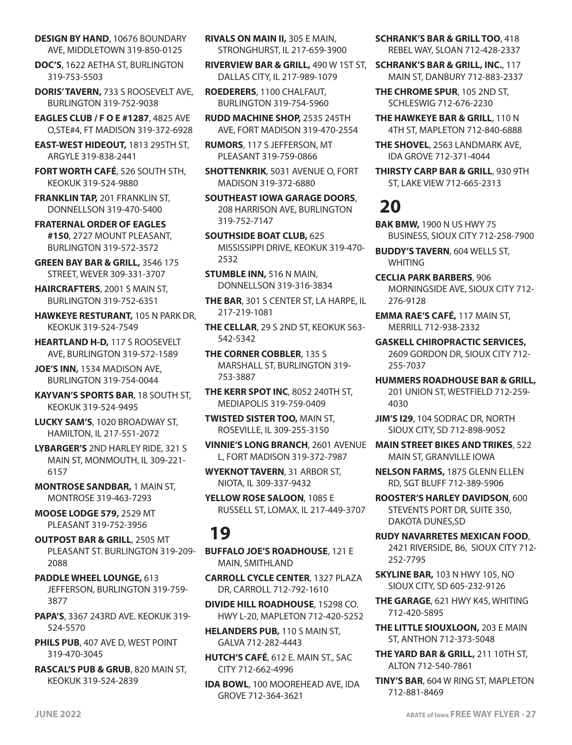**DESIGN BY HAND**, 10676 BOUNDARY AVE, MIDDLETOWN 319-850-0125

**DOC'S**, 1622 AETHA ST, BURLINGTON 319-753-5503

**DORIS' TAVERN,** 733 S ROOSEVELT AVE, BURLINGTON 319-752-9038

**EAGLES CLUB / F O E #1287**, 4825 AVE O,STE#4, FT MADISON 319-372-6928

**EAST-WEST HIDEOUT,** 1813 295TH ST, ARGYLE 319-838-2441

**FORT WORTH CAFÉ**, 526 SOUTH 5TH, KEOKUK 319-524-9880

**FRANKLIN TAP,** 201 FRANKLIN ST, DONNELLSON 319-470-5400

**FRATERNAL ORDER OF EAGLES #150**, 2727 MOUNT PLEASANT, BURLINGTON 319-572-3572

**GREEN BAY BAR & GRILL,** 3546 175 STREET, WEVER 309-331-3707

**HAIRCRAFTERS**, 2001 S MAIN ST, BURLINGTON 319-752-6351

**HAWKEYE RESTURANT,** 105 N PARK DR, KEOKUK 319-524-7549

**HEARTLAND H-D,** 117 S ROOSEVELT AVE, BURLINGTON 319-572-1589

**JOE'S INN,** 1534 MADISON AVE, BURLINGTON 319-754-0044

**KAYVAN'S SPORTS BAR**, 18 SOUTH ST, KEOKUK 319-524-9495

**LUCKY SAM'S**, 1020 BROADWAY ST, HAMILTON, IL 217-551-2072

**LYBARGER'S** 2ND HARLEY RIDE, 321 S MAIN ST, MONMOUTH, IL 309-221-6157

**MONTROSE SANDBAR,** 1 MAIN ST, MONTROSE 319-463-7293

**MOOSE LODGE 579,** 2529 MT PLEASANT 319-752-3956

**OUTPOST BAR & GRILL**, 2505 MT PLEASANT ST. BURLINGTON 319-209-2088

**PADDLE WHEEL LOUNGE,** 613 JEFFERSON, BURLINGTON 319-759-3877

**PAPA'S**, 3367 243RD AVE. KEOKUK 319-524-5570

**PHILS PUB**, 407 AVE D, WEST POINT 319-470-3045

**RASCAL'S PUB & GRUB**, 820 MAIN ST, KEOKUK 319-524-2839

**RIVALS ON MAIN II,** 305 E MAIN, STRONGHURST, IL 217-659-3900

**RIVERVIEW BAR & GRILL,** 490 W 1ST ST, DALLAS CITY, IL 217-989-1079

**ROEDERERS**, 1100 CHALFAUT, BURLINGTON 319-754-5960

**RUDD MACHINE SHOP,** 2535 245TH AVE, FORT MADISON 319-470-2554

**RUMORS**, 117 S JEFFERSON, MT PLEASANT 319-759-0866

**SHOTTENKRIK**, 5031 AVENUE O, FORT MADISON 319-372-6880

**SOUTHEAST IOWA GARAGE DOORS**, 208 HARRISON AVE, BURLINGTON 319-752-7147

**SOUTHSIDE BOAT CLUB,** 625 MISSISSIPPI DRIVE, KEOKUK 319-470-2532

**STUMBLE INN,** 516 N MAIN, DONNELLSON 319-316-3834

**THE BAR**, 301 S CENTER ST, LA HARPE, IL 217-219-1081

**THE CELLAR**, 29 S 2ND ST, KEOKUK 563-542-5342

**THE CORNER COBBLER**, 135 S MARSHALL ST, BURLINGTON 319-753-3887

**THE KERR SPOT INC**, 8052 240TH ST, MEDIAPOLIS 319-759-0409

**TWISTED SISTER TOO,** MAIN ST, ROSEVILLE, IL 309-255-3150

**VINNIE'S LONG BRANCH**, 2601 AVENUE L, FORT MADISON 319-372-7987

**WYEKNOT TAVERN**, 31 ARBOR ST, NIOTA, IL 309-337-9432

**YELLOW ROSE SALOON**, 1085 E RUSSELL ST, LOMAX, IL 217-449-3707

# 19

**BUFFALO JOE'S ROADHOUSE**, 121 E MAIN, SMITHLAND

**CARROLL CYCLE CENTER**, 1327 PLAZA DR, CARROLL 712-792-1610

**DIVIDE HILL ROADHOUSE**, 15298 CO. HWY L-20, MAPLETON 712-420-5252

**HELANDERS PUB,** 110 S MAIN ST, GALVA 712-282-4443

**HUTCH'S CAFÉ**, 612 E. MAIN ST., SAC CITY 712-662-4996

**IDA BOWL**, 100 MOOREHEAD AVE, IDA GROVE 712-364-3621

**SCHRANK'S BAR & GRILL TOO**, 418 REBEL WAY, SLOAN 712-428-2337

**SCHRANK'S BAR & GRILL, INC.**, 117 MAIN ST, DANBURY 712-883-2337

**THE CHROME SPUR**, 105 2ND ST, SCHLESWIG 712-676-2230

**THE HAWKEYE BAR & GRILL**, 110 N 4TH ST, MAPLETON 712-840-6888

**THE SHOVEL**, 2563 LANDMARK AVE, IDA GROVE 712-371-4044

**THIRSTY CARP BAR & GRILL**, 930 9TH ST, LAKE VIEW 712-665-2313

# 20

**BAK BMW,** 1900 N US HWY 75 BUSINESS, SIOUX CITY 712-258-7900

**BUDDY'S TAVERN**, 604 WELLS ST, WHITING

**CECLIA PARK BARBERS**, 906 MORNINGSIDE AVE, SIOUX CITY 712-276-9128

**EMMA RAE'S CAFÉ,** 117 MAIN ST, MERRILL 712-938-2332

**GASKELL CHIROPRACTIC SERVICES,** 2609 GORDON DR, SIOUX CITY 712-255-7037

**HUMMERS ROADHOUSE BAR & GRILL,** 201 UNION ST, WESTFIELD 712-259-4030

**JIM'S I29**, 104 SODRAC DR, NORTH SIOUX CITY, SD 712-898-9052

**MAIN STREET BIKES AND TRIKES**, 522 MAIN ST, GRANVILLE IOWA

**NELSON FARMS,** 1875 GLENN ELLEN RD, SGT BLUFF 712-389-5906

**ROOSTER'S HARLEY DAVIDSON**, 600 STEVENTS PORT DR, SUITE 350, DAKOTA DUNES,SD

**RUDY NAVARRETES MEXICAN FOOD**, 2421 RIVERSIDE, B6, SIOUX CITY 712-252-7795

**SKYLINE BAR,** 103 N HWY 105, NO SIOUX CITY, SD 605-232-9126

**THE GARAGE**, 621 HWY K45, WHITING 712-420-5895

**THE LITTLE SIOUXLOON,** 203 E MAIN ST, ANTHON 712-373-5048

**THE YARD BAR & GRILL,** 211 10TH ST, ALTON 712-540-7861

**TINY'S BAR**, 604 W RING ST, MAPLETON 712-881-8469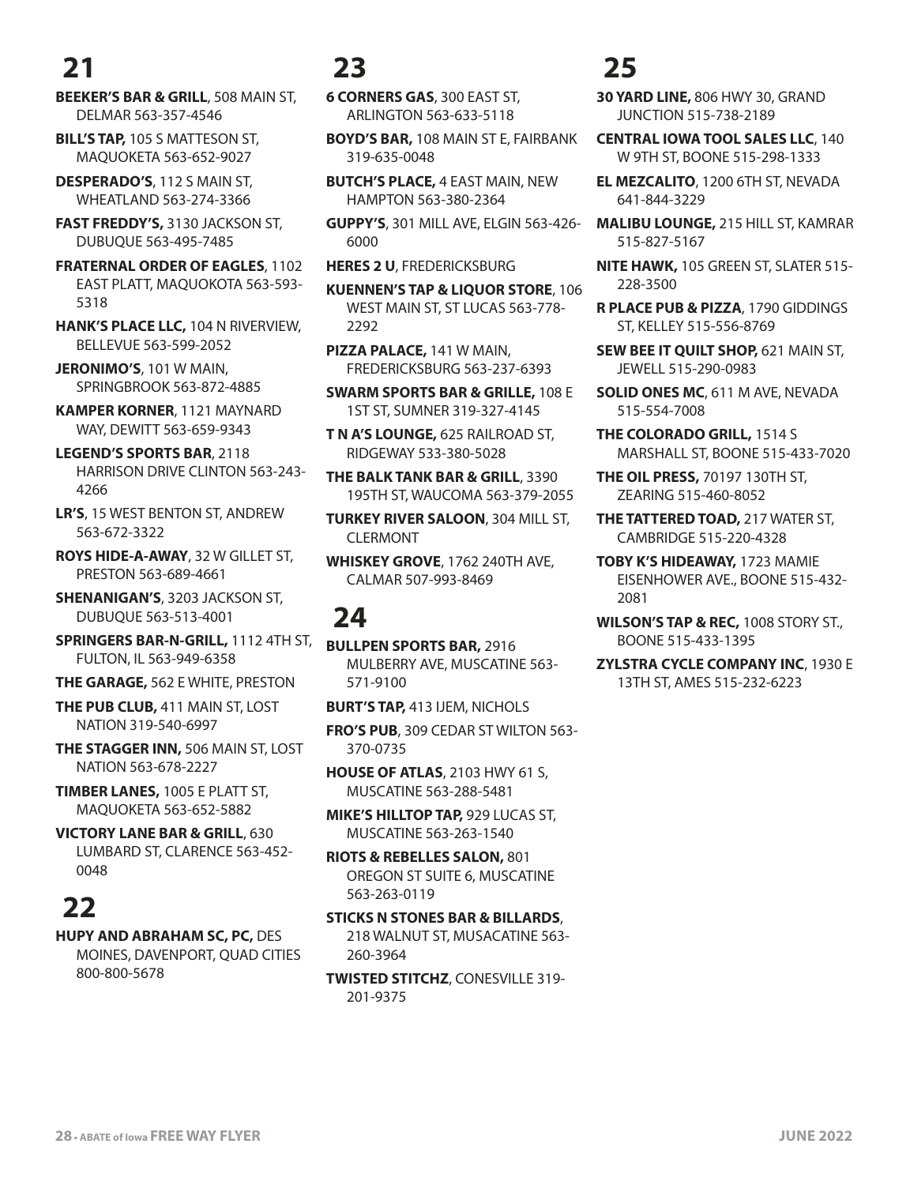## 21

**BEEKER'S BAR & GRILL**, 508 MAIN ST, DELMAR 563-357-4546

**BILL'S TAP,** 105 S MATTESON ST, MAQUOKETA 563-652-9027

**DESPERADO'S**, 112 S MAIN ST, WHEATLAND 563-274-3366

**FAST FREDDY'S,** 3130 JACKSON ST, DUBUQUE 563-495-7485

**FRATERNAL ORDER OF EAGLES**, 1102 EAST PLATT, MAQUOKOTA 563-593-5318

**HANK'S PLACE LLC,** 104 N RIVERVIEW, BELLEVUE 563-599-2052

**JERONIMO'S**, 101 W MAIN, SPRINGBROOK 563-872-4885

**KAMPER KORNER**, 1121 MAYNARD WAY, DEWITT 563-659-9343

**LEGEND'S SPORTS BAR**, 2118 HARRISON DRIVE CLINTON 563-243-4266

**LR'S**, 15 WEST BENTON ST, ANDREW 563-672-3322

**ROYS HIDE-A-AWAY**, 32 W GILLET ST, PRESTON 563-689-4661

**SHENANIGAN'S**, 3203 JACKSON ST, DUBUQUE 563-513-4001

**SPRINGERS BAR-N-GRILL,** 1112 4TH ST, FULTON, IL 563-949-6358

**THE GARAGE,** 562 E WHITE, PRESTON

**THE PUB CLUB,** 411 MAIN ST, LOST NATION 319-540-6997

**THE STAGGER INN,** 506 MAIN ST, LOST NATION 563-678-2227

**TIMBER LANES,** 1005 E PLATT ST, MAQUOKETA 563-652-5882

**VICTORY LANE BAR & GRILL**, 630 LUMBARD ST, CLARENCE 563-452-0048

## 22

**HUPY AND ABRAHAM SC, PC,** DES MOINES, DAVENPORT, QUAD CITIES 800-800-5678

## 23

**6 CORNERS GAS**, 300 EAST ST, ARLINGTON 563-633-5118

**BOYD'S BAR,** 108 MAIN ST E, FAIRBANK 319-635-0048

**BUTCH'S PLACE,** 4 EAST MAIN, NEW HAMPTON 563-380-2364

**GUPPY'S**, 301 MILL AVE, ELGIN 563-426-6000

**HERES 2 U**, FREDERICKSBURG

**KUENNEN'S TAP & LIQUOR STORE**, 106 WEST MAIN ST, ST LUCAS 563-778-2292

**PIZZA PALACE,** 141 W MAIN, FREDERICKSBURG 563-237-6393

**SWARM SPORTS BAR & GRILLE,** 108 E 1ST ST, SUMNER 319-327-4145

**T N A'S LOUNGE,** 625 RAILROAD ST, RIDGEWAY 533-380-5028

**THE BALK TANK BAR & GRILL**, 3390 195TH ST, WAUCOMA 563-379-2055

**TURKEY RIVER SALOON**, 304 MILL ST, CLERMONT

**WHISKEY GROVE**, 1762 240TH AVE, CALMAR 507-993-8469

## 24

**BULLPEN SPORTS BAR,** 2916 MULBERRY AVE, MUSCATINE 563-571-9100

**BURT'S TAP,** 413 IJEM, NICHOLS

**FRO'S PUB**, 309 CEDAR ST WILTON 563-370-0735

**HOUSE OF ATLAS**, 2103 HWY 61 S, MUSCATINE 563-288-5481

**MIKE'S HILLTOP TAP,** 929 LUCAS ST, MUSCATINE 563-263-1540

**RIOTS & REBELLES SALON,** 801 OREGON ST SUITE 6, MUSCATINE 563-263-0119

**STICKS N STONES BAR & BILLARDS**, 218 WALNUT ST, MUSACATINE 563-260-3964

**TWISTED STITCHZ**, CONESVILLE 319-201-9375

## 25

**30 YARD LINE,** 806 HWY 30, GRAND JUNCTION 515-738-2189

**CENTRAL IOWA TOOL SALES LLC**, 140 W 9TH ST, BOONE 515-298-1333

**EL MEZCALITO**, 1200 6TH ST, NEVADA 641-844-3229

**MALIBU LOUNGE,** 215 HILL ST, KAMRAR 515-827-5167

**NITE HAWK,** 105 GREEN ST, SLATER 515-228-3500

**R PLACE PUB & PIZZA**, 1790 GIDDINGS ST, KELLEY 515-556-8769

**SEW BEE IT QUILT SHOP,** 621 MAIN ST, JEWELL 515-290-0983

**SOLID ONES MC**, 611 M AVE, NEVADA 515-554-7008

**THE COLORADO GRILL,** 1514 S MARSHALL ST, BOONE 515-433-7020

**THE OIL PRESS,** 70197 130TH ST, ZEARING 515-460-8052

**THE TATTERED TOAD,** 217 WATER ST, CAMBRIDGE 515-220-4328

**TOBY K'S HIDEAWAY,** 1723 MAMIE EISENHOWER AVE., BOONE 515-432-2081

**WILSON'S TAP & REC,** 1008 STORY ST., BOONE 515-433-1395

**ZYLSTRA CYCLE COMPANY INC**, 1930 E 13TH ST, AMES 515-232-6223